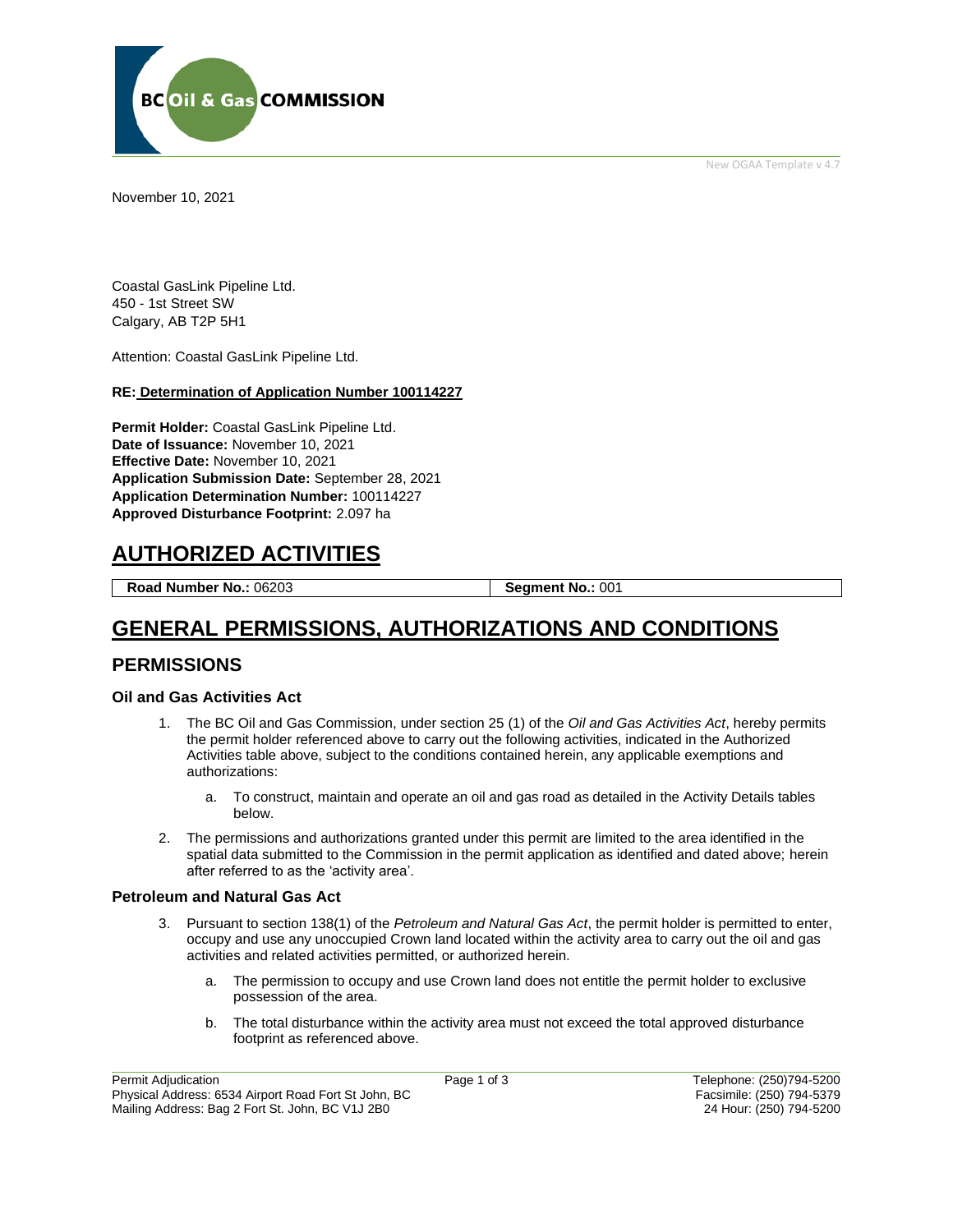BC Oil & Gas COMMISSION

New OGAA Template v 4.7

November 10, 2021

Coastal GasLink Pipeline Ltd.
450 - 1st Street SW
Calgary, AB T2P 5H1

Attention: Coastal GasLink Pipeline Ltd.

**RE: Determination of Application Number 100114227**

**Permit Holder:** Coastal GasLink Pipeline Ltd.
**Date of Issuance:** November 10, 2021
**Effective Date:** November 10, 2021
**Application Submission Date:** September 28, 2021
**Application Determination Number:** 100114227
**Approved Disturbance Footprint:** 2.097 ha

# AUTHORIZED ACTIVITIES

| **Road Number No.:** 06203 | **Segment No.:** 001 |
|---|---|

# GENERAL PERMISSIONS, AUTHORIZATIONS AND CONDITIONS

## PERMISSIONS

### Oil and Gas Activities Act

1. The BC Oil and Gas Commission, under section 25 (1) of the *Oil and Gas Activities Act*, hereby permits the permit holder referenced above to carry out the following activities, indicated in the Authorized Activities table above, subject to the conditions contained herein, any applicable exemptions and authorizations:

    a. To construct, maintain and operate an oil and gas road as detailed in the Activity Details tables below.

2. The permissions and authorizations granted under this permit are limited to the area identified in the spatial data submitted to the Commission in the permit application as identified and dated above; herein after referred to as the 'activity area'.

### Petroleum and Natural Gas Act

3. Pursuant to section 138(1) of the *Petroleum and Natural Gas Act*, the permit holder is permitted to enter, occupy and use any unoccupied Crown land located within the activity area to carry out the oil and gas activities and related activities permitted, or authorized herein.

    a. The permission to occupy and use Crown land does not entitle the permit holder to exclusive possession of the area.

    b. The total disturbance within the activity area must not exceed the total approved disturbance footprint as referenced above.

Permit Adjudication
Physical Address: 6534 Airport Road Fort St John, BC
Mailing Address: Bag 2 Fort St. John, BC V1J 2B0

Telephone: (250)794-5200
Facsimile: (250) 794-5379
24 Hour: (250) 794-5200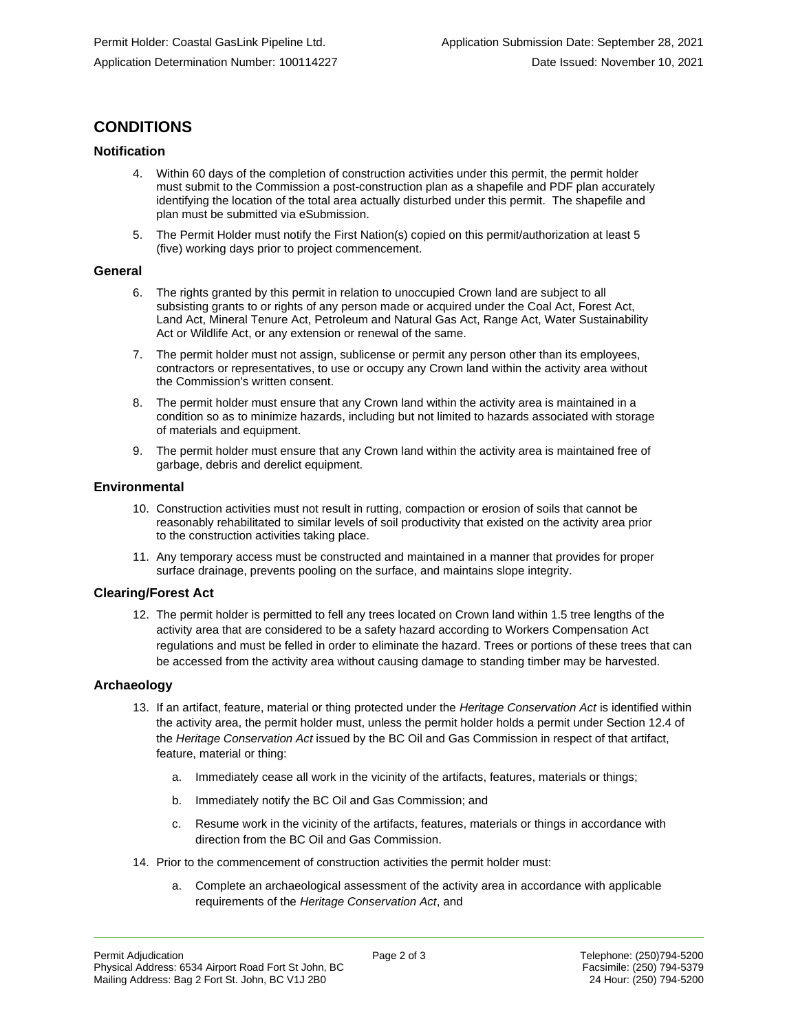## CONDITIONS

### Notification

4. Within 60 days of the completion of construction activities under this permit, the permit holder must submit to the Commission a post-construction plan as a shapefile and PDF plan accurately identifying the location of the total area actually disturbed under this permit. The shapefile and plan must be submitted via eSubmission.
5. The Permit Holder must notify the First Nation(s) copied on this permit/authorization at least 5 (five) working days prior to project commencement.

### General

6. The rights granted by this permit in relation to unoccupied Crown land are subject to all subsisting grants to or rights of any person made or acquired under the Coal Act, Forest Act, Land Act, Mineral Tenure Act, Petroleum and Natural Gas Act, Range Act, Water Sustainability Act or Wildlife Act, or any extension or renewal of the same.
7. The permit holder must not assign, sublicense or permit any person other than its employees, contractors or representatives, to use or occupy any Crown land within the activity area without the Commission's written consent.
8. The permit holder must ensure that any Crown land within the activity area is maintained in a condition so as to minimize hazards, including but not limited to hazards associated with storage of materials and equipment.
9. The permit holder must ensure that any Crown land within the activity area is maintained free of garbage, debris and derelict equipment.

### Environmental

10. Construction activities must not result in rutting, compaction or erosion of soils that cannot be reasonably rehabilitated to similar levels of soil productivity that existed on the activity area prior to the construction activities taking place.
11. Any temporary access must be constructed and maintained in a manner that provides for proper surface drainage, prevents pooling on the surface, and maintains slope integrity.

### Clearing/Forest Act

12. The permit holder is permitted to fell any trees located on Crown land within 1.5 tree lengths of the activity area that are considered to be a safety hazard according to Workers Compensation Act regulations and must be felled in order to eliminate the hazard. Trees or portions of these trees that can be accessed from the activity area without causing damage to standing timber may be harvested.

### Archaeology

13. If an artifact, feature, material or thing protected under the *Heritage Conservation Act* is identified within the activity area, the permit holder must, unless the permit holder holds a permit under Section 12.4 of the *Heritage Conservation Act* issued by the BC Oil and Gas Commission in respect of that artifact, feature, material or thing:
    a. Immediately cease all work in the vicinity of the artifacts, features, materials or things;
    b. Immediately notify the BC Oil and Gas Commission; and
    c. Resume work in the vicinity of the artifacts, features, materials or things in accordance with direction from the BC Oil and Gas Commission.
14. Prior to the commencement of construction activities the permit holder must:
    a. Complete an archaeological assessment of the activity area in accordance with applicable requirements of the *Heritage Conservation Act*, and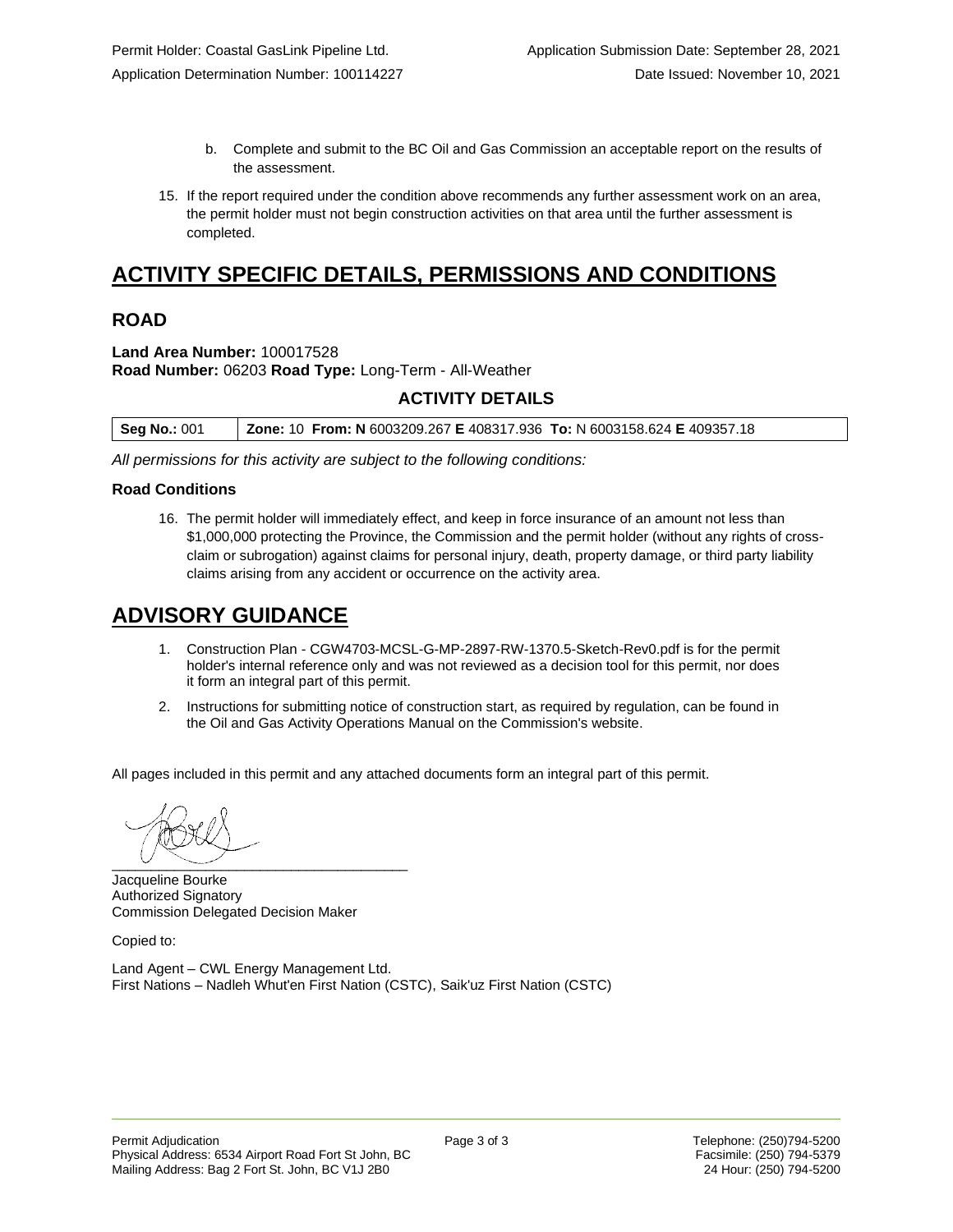b. Complete and submit to the BC Oil and Gas Commission an acceptable report on the results of the assessment.

15. If the report required under the condition above recommends any further assessment work on an area, the permit holder must not begin construction activities on that area until the further assessment is completed.

# ACTIVITY SPECIFIC DETAILS, PERMISSIONS AND CONDITIONS

## ROAD

**Land Area Number:** 100017528
**Road Number:** 06203 **Road Type:** Long-Term - All-Weather

### ACTIVITY DETAILS

| | |
|---|---|
| **Seg No.:** 001 | **Zone:** 10 **From: N** 6003209.267 **E** 408317.936 **To:** N 6003158.624 **E** 409357.18 |

*All permissions for this activity are subject to the following conditions:*

**Road Conditions**

16. The permit holder will immediately effect, and keep in force insurance of an amount not less than $1,000,000 protecting the Province, the Commission and the permit holder (without any rights of cross-claim or subrogation) against claims for personal injury, death, property damage, or third party liability claims arising from any accident or occurrence on the activity area.

# ADVISORY GUIDANCE

1. Construction Plan - CGW4703-MCSL-G-MP-2897-RW-1370.5-Sketch-Rev0.pdf is for the permit holder's internal reference only and was not reviewed as a decision tool for this permit, nor does it form an integral part of this permit.
2. Instructions for submitting notice of construction start, as required by regulation, can be found in the Oil and Gas Activity Operations Manual on the Commission's website.

All pages included in this permit and any attached documents form an integral part of this permit.

Jacqueline Bourke
Authorized Signatory
Commission Delegated Decision Maker

Copied to:

Land Agent – CWL Energy Management Ltd.
First Nations – Nadleh Whut'en First Nation (CSTC), Saik'uz First Nation (CSTC)